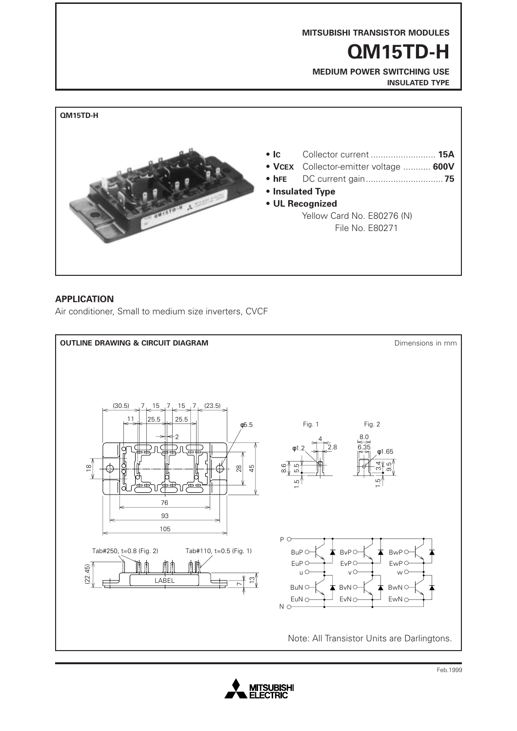MITSUBISHI TRANSISTOR MODULES

# QM15TD-H

**MEDIUM POWER SWITCHING USE**
**INSULATED TYPE**

**QM15TD-H**

- **$I_C$** Collector current .......................... **15A**
- **$V_{CEX}$** Collector-emitter voltage ........... **600V**
- **$h_{FE}$** DC current gain............................... **75**
- **Insulated Type**
- **UL Recognized**
  Yellow Card No. E80276 (N)
  File No. E80271

## APPLICATION

Air conditioner, Small to medium size inverters, CVCF

## OUTLINE DRAWING & CIRCUIT DIAGRAM

Dimensions in mm

(30.5) 7 15 7 15 7 (23.5)
11 25.5 25.5
φ5.5
2
18 28 45
76
93
105

Tab#250, t=0.8 (Fig. 2) Tab#110, t=0.5 (Fig. 1)
(22.45) LABEL 7 13

Fig. 1
4, 2.8, φ1.2, 8.6, 5.5, 1.5

Fig. 2
8.0, 6.35, φ1.65, 3.4, 9.5, 1.5

P, BuP, EuP, u, BuN, EuN, N, BvP, EvP, v, BvN, EvN, BwP, EwP, w, BwN, EwN

Note: All Transistor Units are Darlingtons.

Feb.1999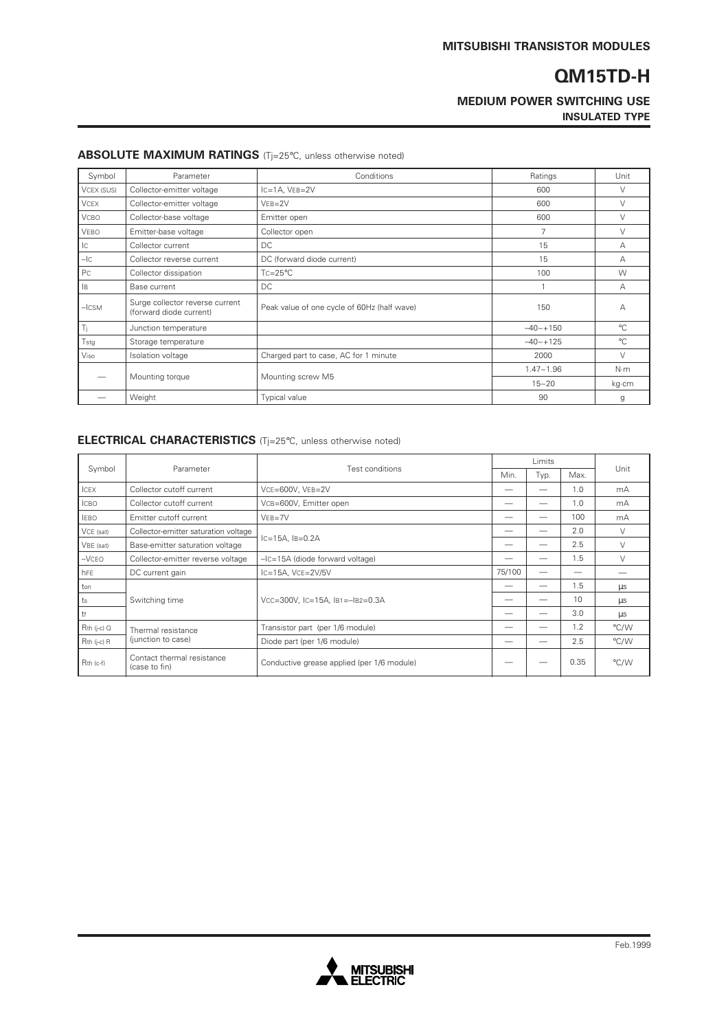MITSUBISHI TRANSISTOR MODULES

# QM15TD-H

**MEDIUM POWER SWITCHING USE**
**INSULATED TYPE**

## ABSOLUTE MAXIMUM RATINGS (Tj=25°C, unless otherwise noted)

| Symbol | Parameter | Conditions | Ratings | Unit |
|---|---|---|---|---|
| $V_{CEX (SUS)}$ | Collector-emitter voltage | $I_C$=1A, $V_{EB}$=2V | 600 | V |
| $V_{CEX}$ | Collector-emitter voltage | $V_{EB}$=2V | 600 | V |
| $V_{CBO}$ | Collector-base voltage | Emitter open | 600 | V |
| $V_{EBO}$ | Emitter-base voltage | Collector open | 7 | V |
| $I_C$ | Collector current | DC | 15 | A |
| $-I_C$ | Collector reverse current | DC (forward diode current) | 15 | A |
| $P_C$ | Collector dissipation | $T_C$=25°C | 100 | W |
| $I_B$ | Base current | DC | 1 | A |
| $-I_{CSM}$ | Surge collector reverse current (forward diode current) | Peak value of one cycle of 60Hz (half wave) | 150 | A |
| $T_j$ | Junction temperature | | –40~+150 | °C |
| $T_{stg}$ | Storage temperature | | –40~+125 | °C |
| $V_{iso}$ | Isolation voltage | Charged part to case, AC for 1 minute | 2000 | V |
| — | Mounting torque | Mounting screw M5 | 1.47~1.96 | N·m |
| | | | 15~20 | kg·cm |
| — | Weight | Typical value | 90 | g |

## ELECTRICAL CHARACTERISTICS (Tj=25°C, unless otherwise noted)

| Symbol | Parameter | Test conditions | Limits | | | Unit |
|---|---|---|---|---|---|---|
| | | | Min. | Typ. | Max. | |
| $I_{CEX}$ | Collector cutoff current | $V_{CE}$=600V, $V_{EB}$=2V | — | — | 1.0 | mA |
| $I_{CBO}$ | Collector cutoff current | $V_{CB}$=600V, Emitter open | — | — | 1.0 | mA |
| $I_{EBO}$ | Emitter cutoff current | $V_{EB}$=7V | — | — | 100 | mA |
| $V_{CE (sat)}$ | Collector-emitter saturation voltage | $I_C$=15A, $I_B$=0.2A | — | — | 2.0 | V |
| $V_{BE (sat)}$ | Base-emitter saturation voltage | | — | — | 2.5 | V |
| $-V_{CEO}$ | Collector-emitter reverse voltage | $-I_C$=15A (diode forward voltage) | — | — | 1.5 | V |
| $h_{FE}$ | DC current gain | $I_C$=15A, $V_{CE}$=2V/5V | 75/100 | — | — | — |
| $t_{on}$ | Switching time | $V_{CC}$=300V, $I_C$=15A, $I_{B1}$=$-I_{B2}$=0.3A | — | — | 1.5 | µs |
| $t_s$ | | | — | — | 10 | µs |
| $t_f$ | | | — | — | 3.0 | µs |
| $R_{th (j-c) Q}$ | Thermal resistance (junction to case) | Transistor part (per 1/6 module) | — | — | 1.2 | °C/W |
| $R_{th (j-c) R}$ | | Diode part (per 1/6 module) | — | — | 2.5 | °C/W |
| $R_{th (c-f)}$ | Contact thermal resistance (case to fin) | Conductive grease applied (per 1/6 module) | — | — | 0.35 | °C/W |

Feb.1999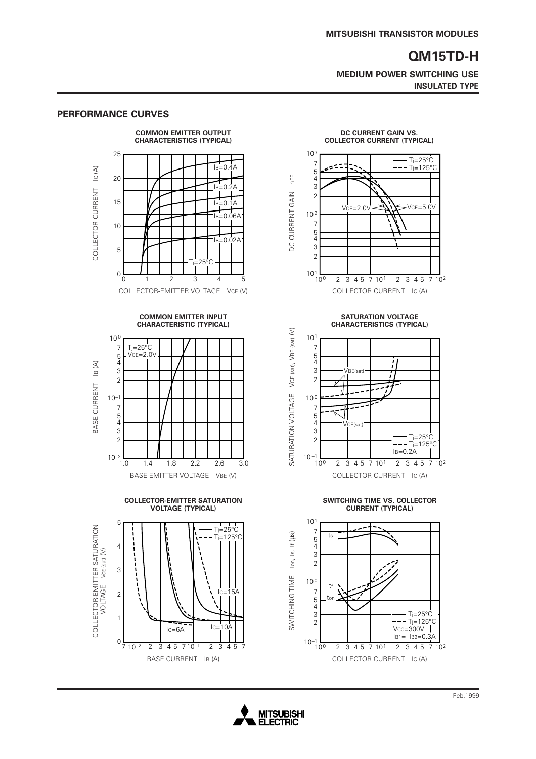## PERFORMANCE CURVES

**COMMON EMITTER OUTPUT CHARACTERISTICS (TYPICAL)**

Axes: COLLECTOR CURRENT $I_C$ (A) vs. COLLECTOR-EMITTER VOLTAGE $V_{CE}$ (V)

Curves: $I_B$=0.4A, $I_B$=0.2A, $I_B$=0.1A, $I_B$=0.06A, $I_B$=0.02A; $T_j$=25°C

**DC CURRENT GAIN VS. COLLECTOR CURRENT (TYPICAL)**

Axes: DC CURRENT GAIN $h_{FE}$ vs. COLLECTOR CURRENT $I_C$ (A)

Curves: $T_j$=25°C, $T_j$=125°C; $V_{CE}$=2.0V, $V_{CE}$=5.0V

**COMMON EMITTER INPUT CHARACTERISTIC (TYPICAL)**

Axes: BASE CURRENT $I_B$ (A) vs. BASE-EMITTER VOLTAGE $V_{BE}$ (V)

Conditions: $T_j$=25°C, $V_{CE}$=2.0V

**SATURATION VOLTAGE CHARACTERISTICS (TYPICAL)**

Axes: SATURATION VOLTAGE $V_{CE\ (sat)}$, $V_{BE\ (sat)}$ (V) vs. COLLECTOR CURRENT $I_C$ (A)

Curves: $V_{BE(sat)}$, $V_{CE(sat)}$; $T_j$=25°C, $T_j$=125°C; $I_B$=0.2A

**COLLECTOR-EMITTER SATURATION VOLTAGE (TYPICAL)**

Axes: COLLECTOR-EMITTER SATURATION VOLTAGE $V_{CE\ (sat)}$ (V) vs. BASE CURRENT $I_B$ (A)

Curves: $I_C$=6A, $I_C$=10A, $I_C$=15A; $T_j$=25°C, $T_j$=125°C

**SWITCHING TIME VS. COLLECTOR CURRENT (TYPICAL)**

Axes: SWITCHING TIME $t_{on}$, $t_s$, $t_f$ (μs) vs. COLLECTOR CURRENT $I_C$ (A)

Curves: $t_s$, $t_f$, $t_{on}$; $T_j$=25°C, $T_j$=125°C; $V_{CC}$=300V; $I_{B1}$=$-I_{B2}$=0.3A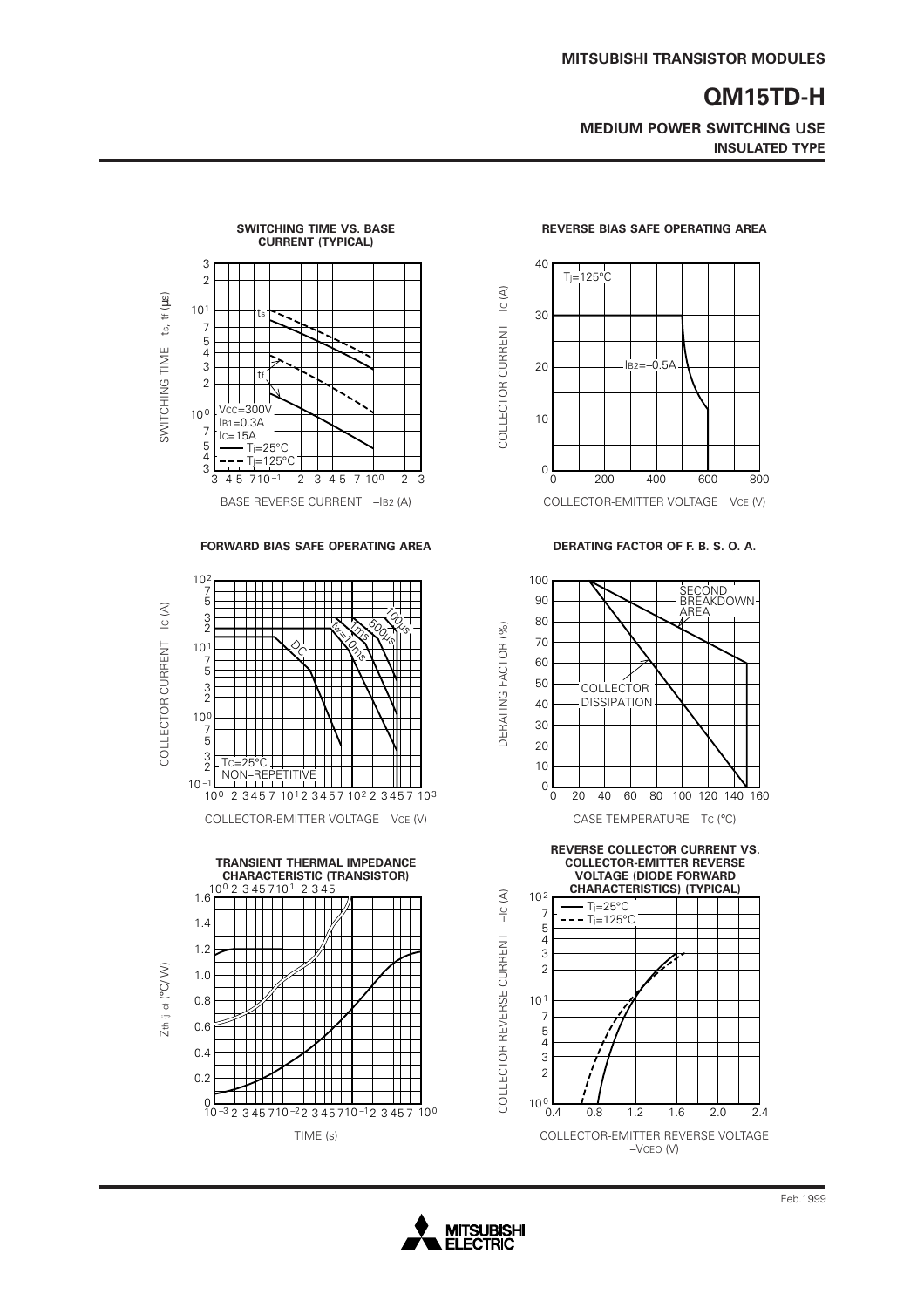SWITCHING TIME VS. BASE CURRENT (TYPICAL)

REVERSE BIAS SAFE OPERATING AREA

FORWARD BIAS SAFE OPERATING AREA

DERATING FACTOR OF F. B. S. O. A.

TRANSIENT THERMAL IMPEDANCE CHARACTERISTIC (TRANSISTOR)

REVERSE COLLECTOR CURRENT VS. COLLECTOR-EMITTER REVERSE VOLTAGE (DIODE FORWARD CHARACTERISTICS) (TYPICAL)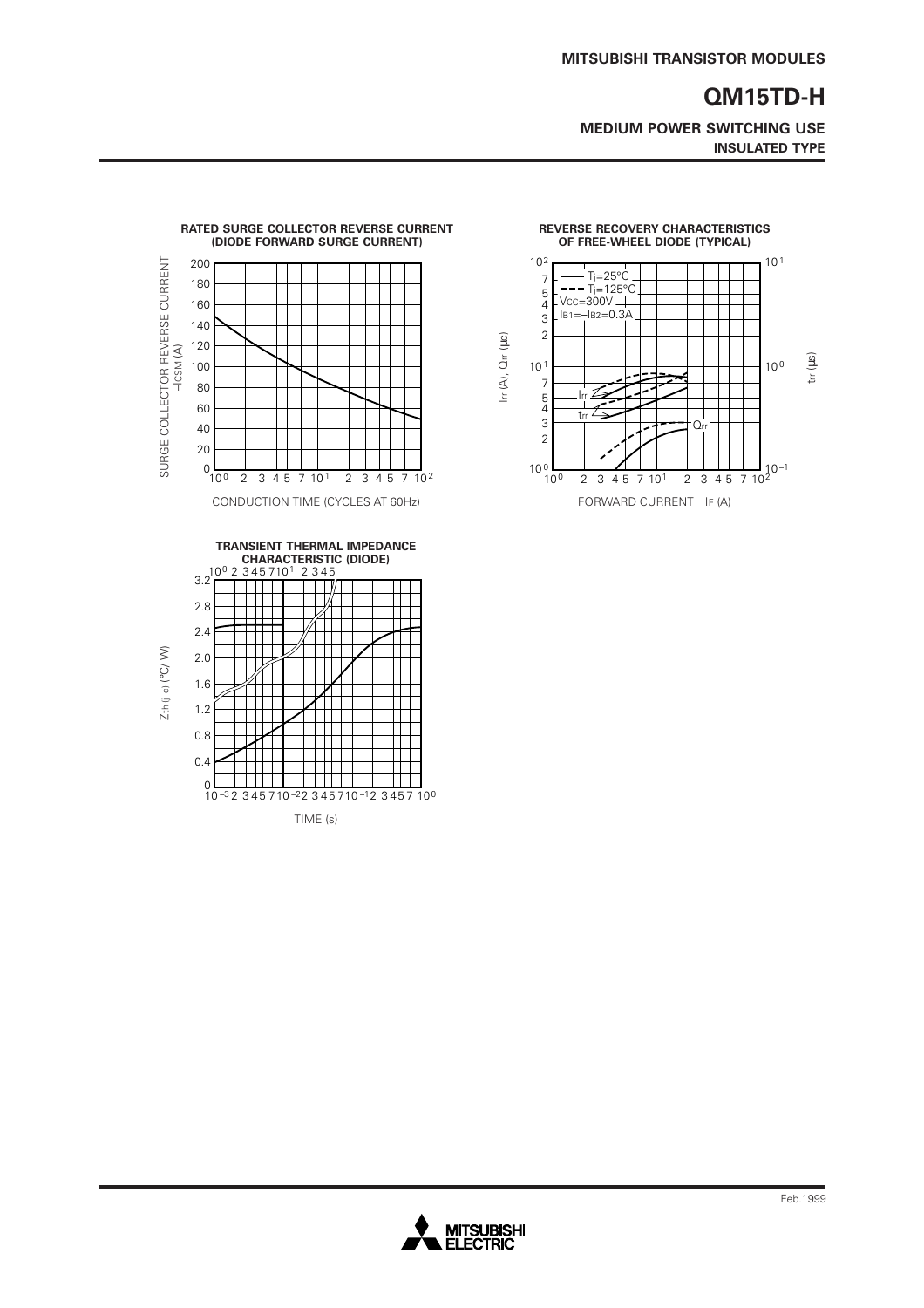MITSUBISHI TRANSISTOR MODULES

# QM15TD-H

**MEDIUM POWER SWITCHING USE**
**INSULATED TYPE**

**RATED SURGE COLLECTOR REVERSE CURRENT (DIODE FORWARD SURGE CURRENT)**

SURGE COLLECTOR REVERSE CURRENT $-I_{CSM}$ (A)

200
180
160
140
120
100
80
60
40
20
0

$10^0$ 2 3 4 5 7 $10^1$ 2 3 4 5 7 $10^2$

CONDUCTION TIME (CYCLES AT 60Hz)

**REVERSE RECOVERY CHARACTERISTICS OF FREE-WHEEL DIODE (TYPICAL)**

$I_{rr}$ (A), $Q_{rr}$ (μc)

$t_{rr}$ (μs)

$T_j$=25°C
$T_j$=125°C
$V_{CC}$=300V
$I_{B1}$=$-I_{B2}$=0.3A

$I_{rr}$
$t_{rr}$
$Q_{rr}$

$10^2$
7
5
4
3
2
$10^1$
7
5
4
3
2
$10^0$

$10^1$
$10^0$
$10^{-1}$

$10^0$ 2 3 4 5 7 $10^1$ 2 3 4 5 7 $10^2$

FORWARD CURRENT $I_F$ (A)

**TRANSIENT THERMAL IMPEDANCE CHARACTERISTIC (DIODE)**

$Z_{th\,(j-c)}$ (°C/ W)

$10^0$ 2 3 4 5 7 $10^1$ 2 3 4 5

3.2
2.8
2.4
2.0
1.6
1.2
0.8
0.4
0

$10^{-3}$ 2 3 4 5 7 $10^{-2}$ 2 3 4 5 7 $10^{-1}$ 2 3 4 5 7 $10^0$

TIME (s)

Feb.1999